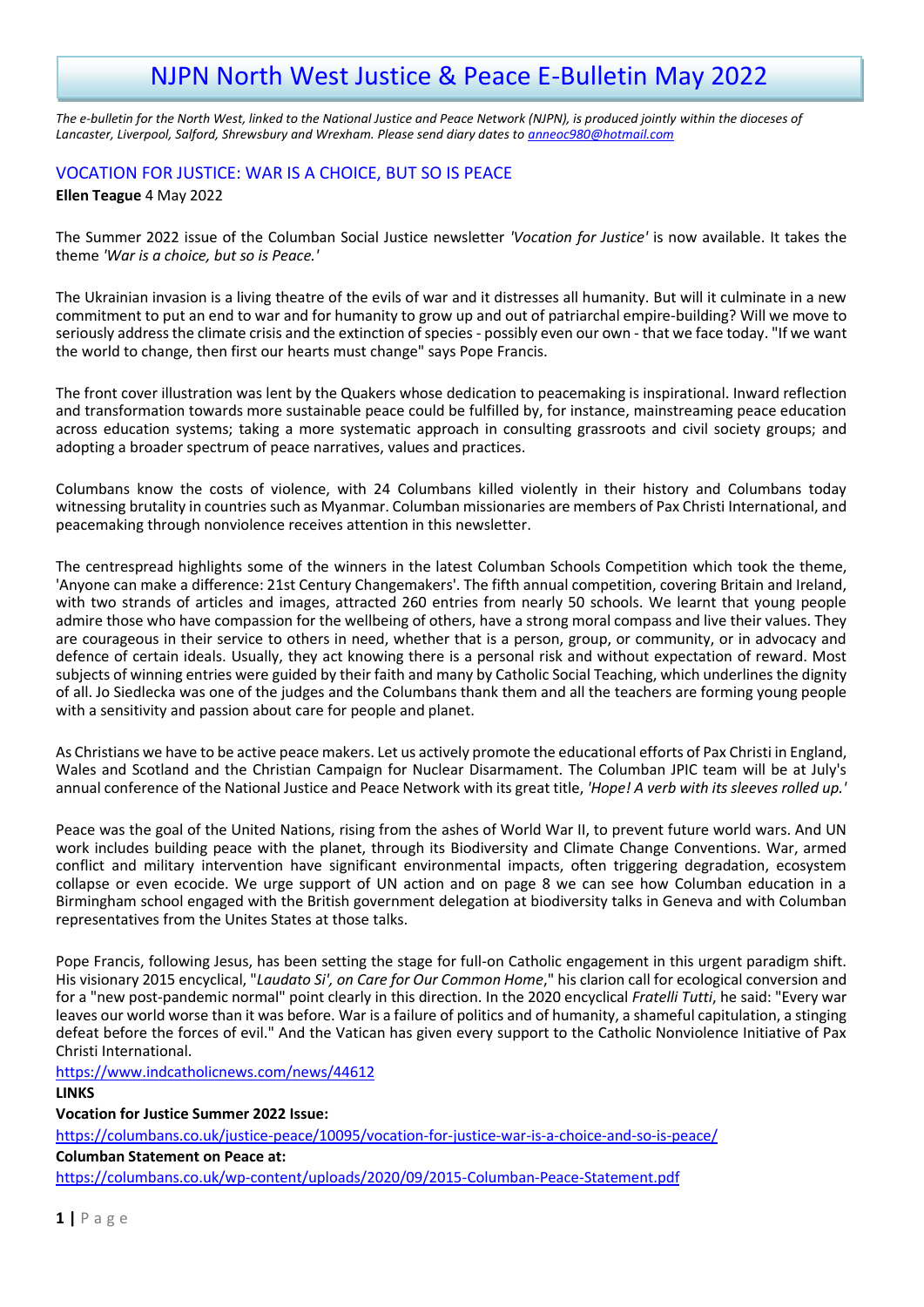# NJPN North West Justice & Peace E-Bulletin May 2022

*The e-bulletin for the North West, linked to the National Justice and Peace Network (NJPN), is produced jointly within the dioceses of Lancaster, Liverpool, Salford, Shrewsbury and Wrexham. Please send diary dates to anneoc980@hotmail.com*

## VOCATION FOR JUSTICE: WAR IS A CHOICE, BUT SO IS PEACE

**Ellen Teague** 4 May 2022

The Summer 2022 issue of the Columban Social Justice newsletter *'Vocation for Justice'* is now available. It takes the theme *'War is a choice, but so is Peace.'*

The Ukrainian invasion is a living theatre of the evils of war and it distresses all humanity. But will it culminate in a new commitment to put an end to war and for humanity to grow up and out of patriarchal empire-building? Will we move to seriously address the climate crisis and the extinction of species - possibly even our own - that we face today. "If we want the world to change, then first our hearts must change" says Pope Francis.

The front cover illustration was lent by the Quakers whose dedication to peacemaking is inspirational. Inward reflection and transformation towards more sustainable peace could be fulfilled by, for instance, mainstreaming peace education across education systems; taking a more systematic approach in consulting grassroots and civil society groups; and adopting a broader spectrum of peace narratives, values and practices.

Columbans know the costs of violence, with 24 Columbans killed violently in their history and Columbans today witnessing brutality in countries such as Myanmar. Columban missionaries are members of Pax Christi International, and peacemaking through nonviolence receives attention in this newsletter.

The centrespread highlights some of the winners in the latest Columban Schools Competition which took the theme, 'Anyone can make a difference: 21st Century Changemakers'. The fifth annual competition, covering Britain and Ireland, with two strands of articles and images, attracted 260 entries from nearly 50 schools. We learnt that young people admire those who have compassion for the wellbeing of others, have a strong moral compass and live their values. They are courageous in their service to others in need, whether that is a person, group, or community, or in advocacy and defence of certain ideals. Usually, they act knowing there is a personal risk and without expectation of reward. Most subjects of winning entries were guided by their faith and many by Catholic Social Teaching, which underlines the dignity of all. Jo Siedlecka was one of the judges and the Columbans thank them and all the teachers are forming young people with a sensitivity and passion about care for people and planet.

As Christians we have to be active peace makers. Let us actively promote the educational efforts of Pax Christi in England, Wales and Scotland and the Christian Campaign for Nuclear Disarmament. The Columban JPIC team will be at July's annual conference of the National Justice and Peace Network with its great title, *'Hope! A verb with its sleeves rolled up.'*

Peace was the goal of the United Nations, rising from the ashes of World War II, to prevent future world wars. And UN work includes building peace with the planet, through its Biodiversity and Climate Change Conventions. War, armed conflict and military intervention have significant environmental impacts, often triggering degradation, ecosystem collapse or even ecocide. We urge support of UN action and on page 8 we can see how Columban education in a Birmingham school engaged with the British government delegation at biodiversity talks in Geneva and with Columban representatives from the Unites States at those talks.

Pope Francis, following Jesus, has been setting the stage for full-on Catholic engagement in this urgent paradigm shift. His visionary 2015 encyclical, "*Laudato Si', on Care for Our Common Home*," his clarion call for ecological conversion and for a "new post-pandemic normal" point clearly in this direction. In the 2020 encyclical *Fratelli Tutti*, he said: "Every war leaves our world worse than it was before. War is a failure of politics and of humanity, a shameful capitulation, a stinging defeat before the forces of evil." And the Vatican has given every support to the Catholic Nonviolence Initiative of Pax Christi International.

https://www.indcatholicnews.com/news/44612

**LINKS**

**Vocation for Justice Summer 2022 Issue:**

https://columbans.co.uk/justice-peace/10095/vocation-for-justice-war-is-a-choice-and-so-is-peace/

**Columban Statement on Peace at:**

https://columbans.co.uk/wp-content/uploads/2020/09/2015-Columban-Peace-Statement.pdf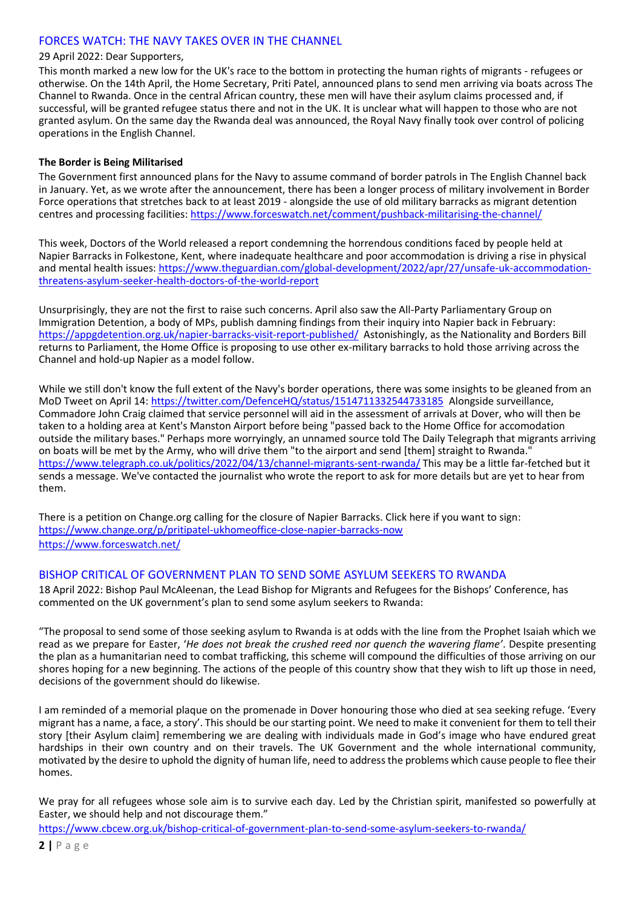## FORCES WATCH: THE NAVY TAKES OVER IN THE CHANNEL

29 April 2022: Dear Supporters,

This month marked a new low for the UK's race to the bottom in protecting the human rights of migrants - refugees or otherwise. On the 14th April, the Home Secretary, Priti Patel, announced plans to send men arriving via boats across The Channel to Rwanda. Once in the central African country, these men will have their asylum claims processed and, if successful, will be granted refugee status there and not in the UK. It is unclear what will happen to those who are not granted asylum. On the same day the Rwanda deal was announced, the Royal Navy finally took over control of policing operations in the English Channel.

**The Border is Being Militarised**

The Government first announced plans for the Navy to assume command of border patrols in The English Channel back in January. Yet, as we wrote after the announcement, there has been a longer process of military involvement in Border Force operations that stretches back to at least 2019 - alongside the use of old military barracks as migrant detention centres and processing facilities: https://www.forceswatch.net/comment/pushback-militarising-the-channel/

This week, Doctors of the World released a report condemning the horrendous conditions faced by people held at Napier Barracks in Folkestone, Kent, where inadequate healthcare and poor accommodation is driving a rise in physical and mental health issues: https://www.theguardian.com/global-development/2022/apr/27/unsafe-uk-accommodation-threatens-asylum-seeker-health-doctors-of-the-world-report

Unsurprisingly, they are not the first to raise such concerns. April also saw the All-Party Parliamentary Group on Immigration Detention, a body of MPs, publish damning findings from their inquiry into Napier back in February: https://appgdetention.org.uk/napier-barracks-visit-report-published/ Astonishingly, as the Nationality and Borders Bill returns to Parliament, the Home Office is proposing to use other ex-military barracks to hold those arriving across the Channel and hold-up Napier as a model follow.

While we still don't know the full extent of the Navy's border operations, there was some insights to be gleaned from an MoD Tweet on April 14: https://twitter.com/DefenceHQ/status/1514711332544733185 Alongside surveillance, Commadore John Craig claimed that service personnel will aid in the assessment of arrivals at Dover, who will then be taken to a holding area at Kent's Manston Airport before being "passed back to the Home Office for accomodation outside the military bases." Perhaps more worryingly, an unnamed source told The Daily Telegraph that migrants arriving on boats will be met by the Army, who will drive them "to the airport and send [them] straight to Rwanda." https://www.telegraph.co.uk/politics/2022/04/13/channel-migrants-sent-rwanda/ This may be a little far-fetched but it sends a message. We've contacted the journalist who wrote the report to ask for more details but are yet to hear from them.

There is a petition on Change.org calling for the closure of Napier Barracks. Click here if you want to sign: https://www.change.org/p/pritipatel-ukhomeoffice-close-napier-barracks-now
https://www.forceswatch.net/

## BISHOP CRITICAL OF GOVERNMENT PLAN TO SEND SOME ASYLUM SEEKERS TO RWANDA

18 April 2022: Bishop Paul McAleenan, the Lead Bishop for Migrants and Refugees for the Bishops' Conference, has commented on the UK government's plan to send some asylum seekers to Rwanda:

"The proposal to send some of those seeking asylum to Rwanda is at odds with the line from the Prophet Isaiah which we read as we prepare for Easter, '*He does not break the crushed reed nor quench the wavering flame*'. Despite presenting the plan as a humanitarian need to combat trafficking, this scheme will compound the difficulties of those arriving on our shores hoping for a new beginning. The actions of the people of this country show that they wish to lift up those in need, decisions of the government should do likewise.

I am reminded of a memorial plaque on the promenade in Dover honouring those who died at sea seeking refuge. 'Every migrant has a name, a face, a story'. This should be our starting point. We need to make it convenient for them to tell their story [their Asylum claim] remembering we are dealing with individuals made in God's image who have endured great hardships in their own country and on their travels. The UK Government and the whole international community, motivated by the desire to uphold the dignity of human life, need to address the problems which cause people to flee their homes.

We pray for all refugees whose sole aim is to survive each day. Led by the Christian spirit, manifested so powerfully at Easter, we should help and not discourage them."

https://www.cbcew.org.uk/bishop-critical-of-government-plan-to-send-some-asylum-seekers-to-rwanda/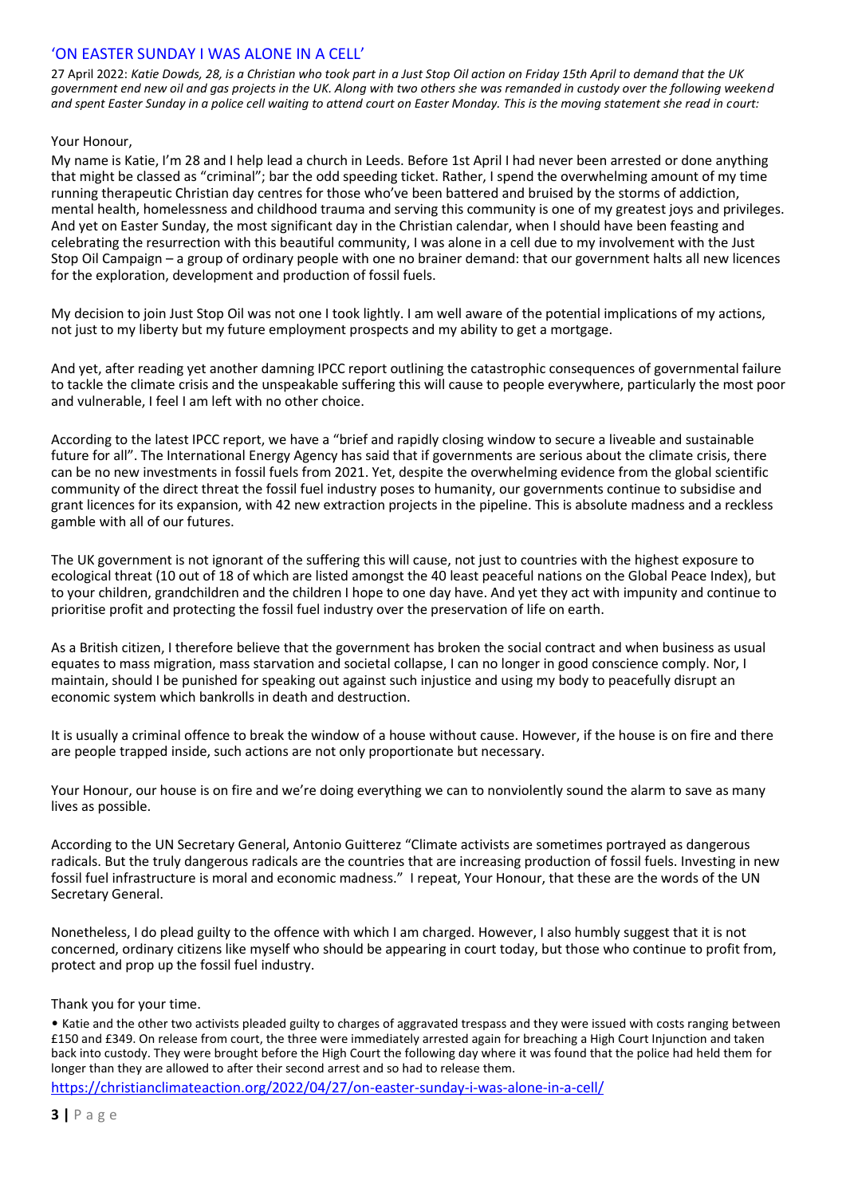## 'ON EASTER SUNDAY I WAS ALONE IN A CELL'

27 April 2022: *Katie Dowds, 28, is a Christian who took part in a Just Stop Oil action on Friday 15th April to demand that the UK government end new oil and gas projects in the UK. Along with two others she was remanded in custody over the following weekend and spent Easter Sunday in a police cell waiting to attend court on Easter Monday. This is the moving statement she read in court:*

Your Honour,

My name is Katie, I'm 28 and I help lead a church in Leeds. Before 1st April I had never been arrested or done anything that might be classed as "criminal"; bar the odd speeding ticket. Rather, I spend the overwhelming amount of my time running therapeutic Christian day centres for those who've been battered and bruised by the storms of addiction, mental health, homelessness and childhood trauma and serving this community is one of my greatest joys and privileges. And yet on Easter Sunday, the most significant day in the Christian calendar, when I should have been feasting and celebrating the resurrection with this beautiful community, I was alone in a cell due to my involvement with the Just Stop Oil Campaign – a group of ordinary people with one no brainer demand: that our government halts all new licences for the exploration, development and production of fossil fuels.

My decision to join Just Stop Oil was not one I took lightly. I am well aware of the potential implications of my actions, not just to my liberty but my future employment prospects and my ability to get a mortgage.

And yet, after reading yet another damning IPCC report outlining the catastrophic consequences of governmental failure to tackle the climate crisis and the unspeakable suffering this will cause to people everywhere, particularly the most poor and vulnerable, I feel I am left with no other choice.

According to the latest IPCC report, we have a "brief and rapidly closing window to secure a liveable and sustainable future for all". The International Energy Agency has said that if governments are serious about the climate crisis, there can be no new investments in fossil fuels from 2021. Yet, despite the overwhelming evidence from the global scientific community of the direct threat the fossil fuel industry poses to humanity, our governments continue to subsidise and grant licences for its expansion, with 42 new extraction projects in the pipeline. This is absolute madness and a reckless gamble with all of our futures.

The UK government is not ignorant of the suffering this will cause, not just to countries with the highest exposure to ecological threat (10 out of 18 of which are listed amongst the 40 least peaceful nations on the Global Peace Index), but to your children, grandchildren and the children I hope to one day have. And yet they act with impunity and continue to prioritise profit and protecting the fossil fuel industry over the preservation of life on earth.

As a British citizen, I therefore believe that the government has broken the social contract and when business as usual equates to mass migration, mass starvation and societal collapse, I can no longer in good conscience comply. Nor, I maintain, should I be punished for speaking out against such injustice and using my body to peacefully disrupt an economic system which bankrolls in death and destruction.

It is usually a criminal offence to break the window of a house without cause. However, if the house is on fire and there are people trapped inside, such actions are not only proportionate but necessary.

Your Honour, our house is on fire and we're doing everything we can to nonviolently sound the alarm to save as many lives as possible.

According to the UN Secretary General, Antonio Guitterez "Climate activists are sometimes portrayed as dangerous radicals. But the truly dangerous radicals are the countries that are increasing production of fossil fuels. Investing in new fossil fuel infrastructure is moral and economic madness." I repeat, Your Honour, that these are the words of the UN Secretary General.

Nonetheless, I do plead guilty to the offence with which I am charged. However, I also humbly suggest that it is not concerned, ordinary citizens like myself who should be appearing in court today, but those who continue to profit from, protect and prop up the fossil fuel industry.

Thank you for your time.

• Katie and the other two activists pleaded guilty to charges of aggravated trespass and they were issued with costs ranging between £150 and £349. On release from court, the three were immediately arrested again for breaching a High Court Injunction and taken back into custody. They were brought before the High Court the following day where it was found that the police had held them for longer than they are allowed to after their second arrest and so had to release them.

https://christianclimateaction.org/2022/04/27/on-easter-sunday-i-was-alone-in-a-cell/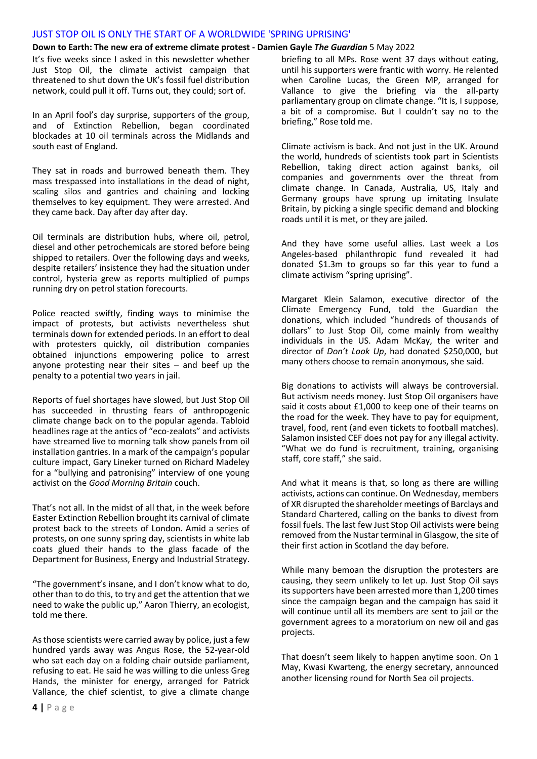## JUST STOP OIL IS ONLY THE START OF A WORLDWIDE 'SPRING UPRISING'

**Down to Earth: The new era of extreme climate protest - Damien Gayle *The Guardian*** 5 May 2022

It's five weeks since I asked in this newsletter whether Just Stop Oil, the climate activist campaign that threatened to shut down the UK's fossil fuel distribution network, could pull it off. Turns out, they could; sort of.

In an April fool's day surprise, supporters of the group, and of Extinction Rebellion, began coordinated blockades at 10 oil terminals across the Midlands and south east of England.

They sat in roads and burrowed beneath them. They mass trespassed into installations in the dead of night, scaling silos and gantries and chaining and locking themselves to key equipment. They were arrested. And they came back. Day after day after day.

Oil terminals are distribution hubs, where oil, petrol, diesel and other petrochemicals are stored before being shipped to retailers. Over the following days and weeks, despite retailers' insistence they had the situation under control, hysteria grew as reports multiplied of pumps running dry on petrol station forecourts.

Police reacted swiftly, finding ways to minimise the impact of protests, but activists nevertheless shut terminals down for extended periods. In an effort to deal with protesters quickly, oil distribution companies obtained injunctions empowering police to arrest anyone protesting near their sites – and beef up the penalty to a potential two years in jail.

Reports of fuel shortages have slowed, but Just Stop Oil has succeeded in thrusting fears of anthropogenic climate change back on to the popular agenda. Tabloid headlines rage at the antics of "eco-zealots" and activists have streamed live to morning talk show panels from oil installation gantries. In a mark of the campaign's popular culture impact, Gary Lineker turned on Richard Madeley for a "bullying and patronising" interview of one young activist on the *Good Morning Britain* couch.

That's not all. In the midst of all that, in the week before Easter Extinction Rebellion brought its carnival of climate protest back to the streets of London. Amid a series of protests, on one sunny spring day, scientists in white lab coats glued their hands to the glass facade of the Department for Business, Energy and Industrial Strategy.

"The government's insane, and I don't know what to do, other than to do this, to try and get the attention that we need to wake the public up," Aaron Thierry, an ecologist, told me there.

As those scientists were carried away by police, just a few hundred yards away was Angus Rose, the 52-year-old who sat each day on a folding chair outside parliament, refusing to eat. He said he was willing to die unless Greg Hands, the minister for energy, arranged for Patrick Vallance, the chief scientist, to give a climate change briefing to all MPs. Rose went 37 days without eating, until his supporters were frantic with worry. He relented when Caroline Lucas, the Green MP, arranged for Vallance to give the briefing via the all-party parliamentary group on climate change. "It is, I suppose, a bit of a compromise. But I couldn't say no to the briefing," Rose told me.

Climate activism is back. And not just in the UK. Around the world, hundreds of scientists took part in Scientists Rebellion, taking direct action against banks, oil companies and governments over the threat from climate change. In Canada, Australia, US, Italy and Germany groups have sprung up imitating Insulate Britain, by picking a single specific demand and blocking roads until it is met, or they are jailed.

And they have some useful allies. Last week a Los Angeles-based philanthropic fund revealed it had donated $1.3m to groups so far this year to fund a climate activism "spring uprising".

Margaret Klein Salamon, executive director of the Climate Emergency Fund, told the Guardian the donations, which included "hundreds of thousands of dollars" to Just Stop Oil, come mainly from wealthy individuals in the US. Adam McKay, the writer and director of *Don't Look Up*, had donated $250,000, but many others choose to remain anonymous, she said.

Big donations to activists will always be controversial. But activism needs money. Just Stop Oil organisers have said it costs about £1,000 to keep one of their teams on the road for the week. They have to pay for equipment, travel, food, rent (and even tickets to football matches). Salamon insisted CEF does not pay for any illegal activity. "What we do fund is recruitment, training, organising staff, core staff," she said.

And what it means is that, so long as there are willing activists, actions can continue. On Wednesday, members of XR disrupted the shareholder meetings of Barclays and Standard Chartered, calling on the banks to divest from fossil fuels. The last few Just Stop Oil activists were being removed from the Nustar terminal in Glasgow, the site of their first action in Scotland the day before.

While many bemoan the disruption the protesters are causing, they seem unlikely to let up. Just Stop Oil says its supporters have been arrested more than 1,200 times since the campaign began and the campaign has said it will continue until all its members are sent to jail or the government agrees to a moratorium on new oil and gas projects.

That doesn't seem likely to happen anytime soon. On 1 May, Kwasi Kwarteng, the energy secretary, announced another licensing round for North Sea oil projects.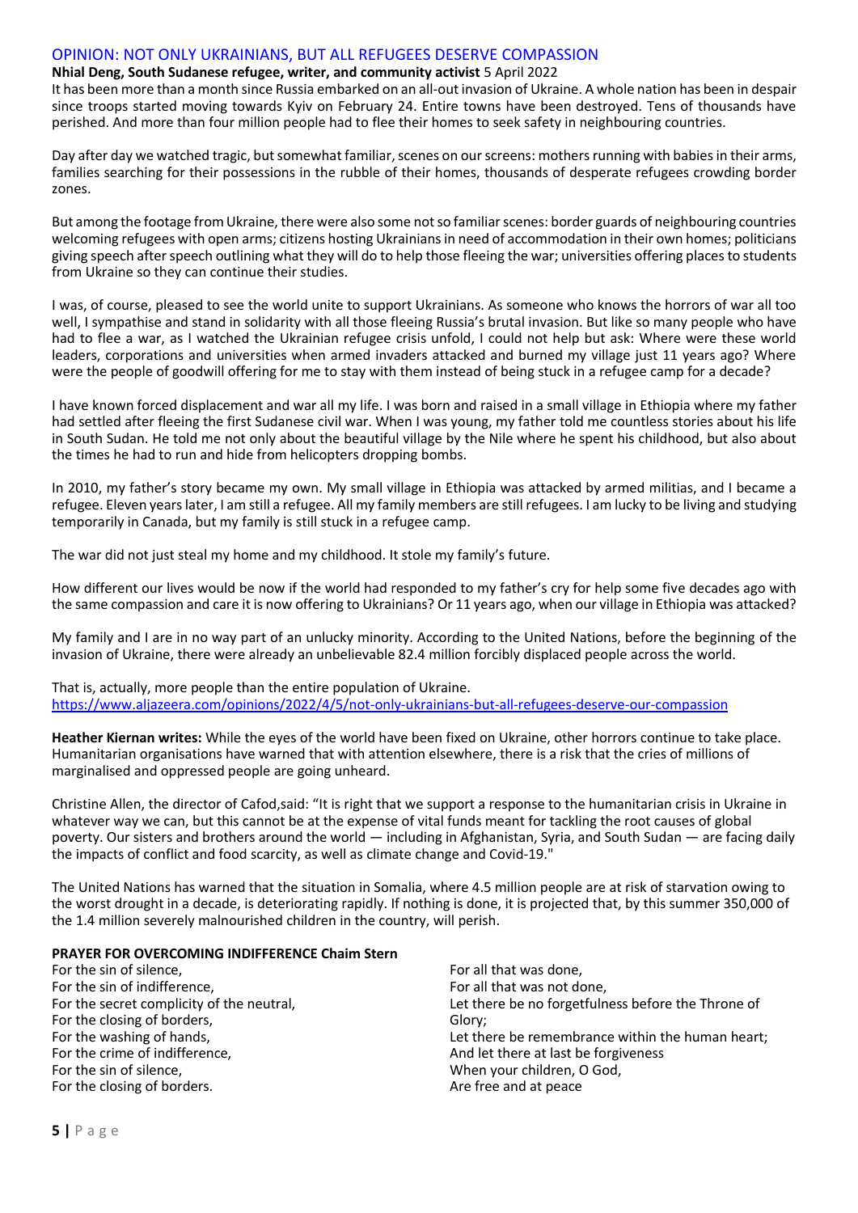## OPINION: NOT ONLY UKRAINIANS, BUT ALL REFUGEES DESERVE COMPASSION

**Nhial Deng, South Sudanese refugee, writer, and community activist** 5 April 2022

It has been more than a month since Russia embarked on an all-out invasion of Ukraine. A whole nation has been in despair since troops started moving towards Kyiv on February 24. Entire towns have been destroyed. Tens of thousands have perished. And more than four million people had to flee their homes to seek safety in neighbouring countries.

Day after day we watched tragic, but somewhat familiar, scenes on our screens: mothers running with babies in their arms, families searching for their possessions in the rubble of their homes, thousands of desperate refugees crowding border zones.

But among the footage from Ukraine, there were also some not so familiar scenes: border guards of neighbouring countries welcoming refugees with open arms; citizens hosting Ukrainians in need of accommodation in their own homes; politicians giving speech after speech outlining what they will do to help those fleeing the war; universities offering places to students from Ukraine so they can continue their studies.

I was, of course, pleased to see the world unite to support Ukrainians. As someone who knows the horrors of war all too well, I sympathise and stand in solidarity with all those fleeing Russia's brutal invasion. But like so many people who have had to flee a war, as I watched the Ukrainian refugee crisis unfold, I could not help but ask: Where were these world leaders, corporations and universities when armed invaders attacked and burned my village just 11 years ago? Where were the people of goodwill offering for me to stay with them instead of being stuck in a refugee camp for a decade?

I have known forced displacement and war all my life. I was born and raised in a small village in Ethiopia where my father had settled after fleeing the first Sudanese civil war. When I was young, my father told me countless stories about his life in South Sudan. He told me not only about the beautiful village by the Nile where he spent his childhood, but also about the times he had to run and hide from helicopters dropping bombs.

In 2010, my father's story became my own. My small village in Ethiopia was attacked by armed militias, and I became a refugee. Eleven years later, I am still a refugee. All my family members are still refugees. I am lucky to be living and studying temporarily in Canada, but my family is still stuck in a refugee camp.

The war did not just steal my home and my childhood. It stole my family's future.

How different our lives would be now if the world had responded to my father's cry for help some five decades ago with the same compassion and care it is now offering to Ukrainians? Or 11 years ago, when our village in Ethiopia was attacked?

My family and I are in no way part of an unlucky minority. According to the United Nations, before the beginning of the invasion of Ukraine, there were already an unbelievable 82.4 million forcibly displaced people across the world.

That is, actually, more people than the entire population of Ukraine.
https://www.aljazeera.com/opinions/2022/4/5/not-only-ukrainians-but-all-refugees-deserve-our-compassion

**Heather Kiernan writes:** While the eyes of the world have been fixed on Ukraine, other horrors continue to take place. Humanitarian organisations have warned that with attention elsewhere, there is a risk that the cries of millions of marginalised and oppressed people are going unheard.

Christine Allen, the director of Cafod,said: "It is right that we support a response to the humanitarian crisis in Ukraine in whatever way we can, but this cannot be at the expense of vital funds meant for tackling the root causes of global poverty. Our sisters and brothers around the world — including in Afghanistan, Syria, and South Sudan — are facing daily the impacts of conflict and food scarcity, as well as climate change and Covid-19."

The United Nations has warned that the situation in Somalia, where 4.5 million people are at risk of starvation owing to the worst drought in a decade, is deteriorating rapidly. If nothing is done, it is projected that, by this summer 350,000 of the 1.4 million severely malnourished children in the country, will perish.

### PRAYER FOR OVERCOMING INDIFFERENCE Chaim Stern

For the sin of silence,
For the sin of indifference,
For the secret complicity of the neutral,
For the closing of borders,
For the washing of hands,
For the crime of indifference,
For the sin of silence,
For the closing of borders.

For all that was done,
For all that was not done,
Let there be no forgetfulness before the Throne of Glory;
Let there be remembrance within the human heart;
And let there at last be forgiveness
When your children, O God,
Are free and at peace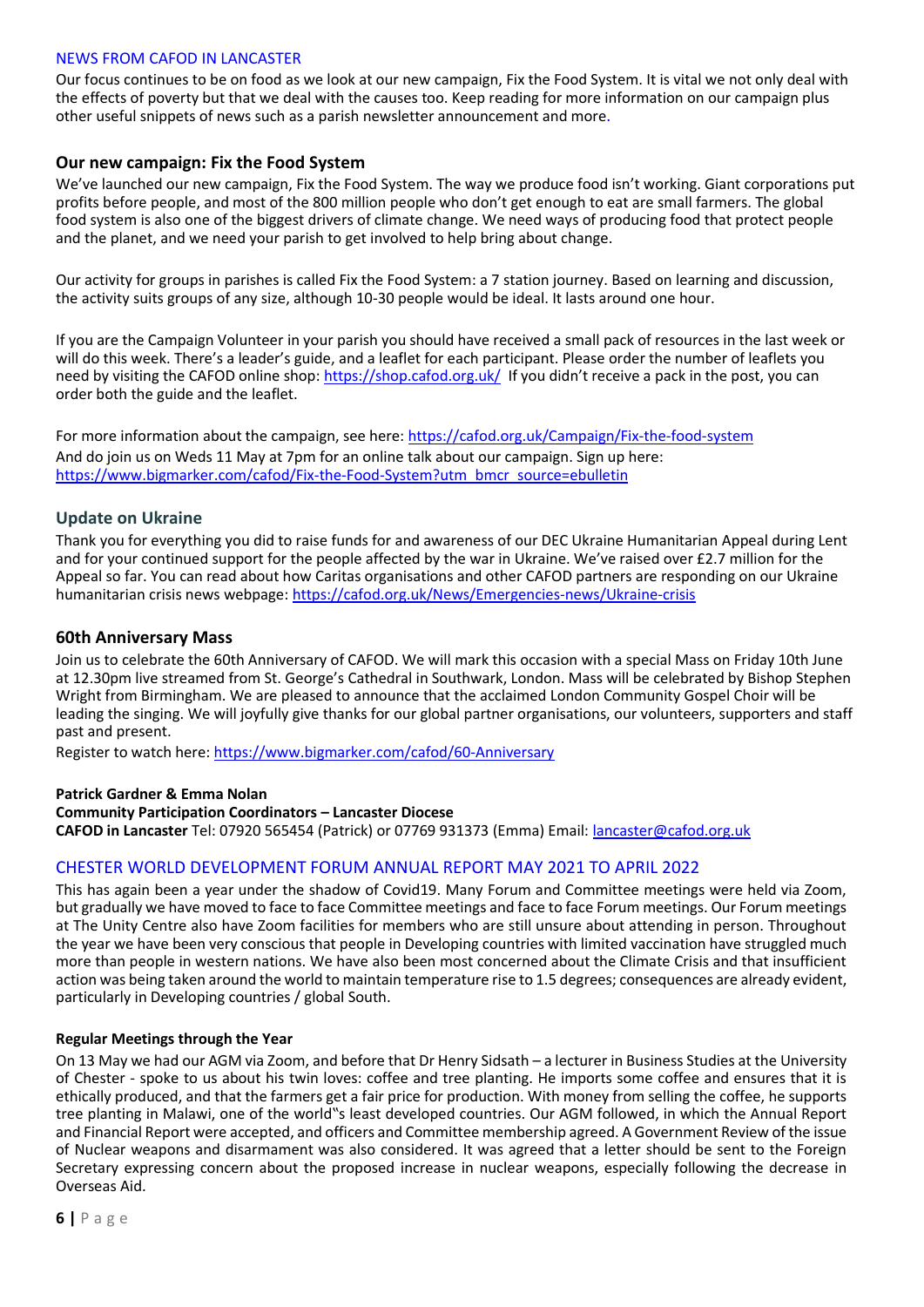## NEWS FROM CAFOD IN LANCASTER

Our focus continues to be on food as we look at our new campaign, Fix the Food System. It is vital we not only deal with the effects of poverty but that we deal with the causes too. Keep reading for more information on our campaign plus other useful snippets of news such as a parish newsletter announcement and more.

### Our new campaign: Fix the Food System

We've launched our new campaign, Fix the Food System. The way we produce food isn't working. Giant corporations put profits before people, and most of the 800 million people who don't get enough to eat are small farmers. The global food system is also one of the biggest drivers of climate change. We need ways of producing food that protect people and the planet, and we need your parish to get involved to help bring about change.

Our activity for groups in parishes is called Fix the Food System: a 7 station journey. Based on learning and discussion, the activity suits groups of any size, although 10-30 people would be ideal. It lasts around one hour.

If you are the Campaign Volunteer in your parish you should have received a small pack of resources in the last week or will do this week. There's a leader's guide, and a leaflet for each participant. Please order the number of leaflets you need by visiting the CAFOD online shop: https://shop.cafod.org.uk/ If you didn't receive a pack in the post, you can order both the guide and the leaflet.

For more information about the campaign, see here: https://cafod.org.uk/Campaign/Fix-the-food-system
And do join us on Weds 11 May at 7pm for an online talk about our campaign. Sign up here: https://www.bigmarker.com/cafod/Fix-the-Food-System?utm_bmcr_source=ebulletin

### Update on Ukraine

Thank you for everything you did to raise funds for and awareness of our DEC Ukraine Humanitarian Appeal during Lent and for your continued support for the people affected by the war in Ukraine. We've raised over £2.7 million for the Appeal so far. You can read about how Caritas organisations and other CAFOD partners are responding on our Ukraine humanitarian crisis news webpage: https://cafod.org.uk/News/Emergencies-news/Ukraine-crisis

### 60th Anniversary Mass

Join us to celebrate the 60th Anniversary of CAFOD. We will mark this occasion with a special Mass on Friday 10th June at 12.30pm live streamed from St. George's Cathedral in Southwark, London. Mass will be celebrated by Bishop Stephen Wright from Birmingham. We are pleased to announce that the acclaimed London Community Gospel Choir will be leading the singing. We will joyfully give thanks for our global partner organisations, our volunteers, supporters and staff past and present.

Register to watch here: https://www.bigmarker.com/cafod/60-Anniversary

**Patrick Gardner & Emma Nolan**
**Community Participation Coordinators – Lancaster Diocese**
**CAFOD in Lancaster** Tel: 07920 565454 (Patrick) or 07769 931373 (Emma) Email: lancaster@cafod.org.uk

## CHESTER WORLD DEVELOPMENT FORUM ANNUAL REPORT MAY 2021 TO APRIL 2022

This has again been a year under the shadow of Covid19. Many Forum and Committee meetings were held via Zoom, but gradually we have moved to face to face Committee meetings and face to face Forum meetings. Our Forum meetings at The Unity Centre also have Zoom facilities for members who are still unsure about attending in person. Throughout the year we have been very conscious that people in Developing countries with limited vaccination have struggled much more than people in western nations. We have also been most concerned about the Climate Crisis and that insufficient action was being taken around the world to maintain temperature rise to 1.5 degrees; consequences are already evident, particularly in Developing countries / global South.

**Regular Meetings through the Year**

On 13 May we had our AGM via Zoom, and before that Dr Henry Sidsath – a lecturer in Business Studies at the University of Chester - spoke to us about his twin loves: coffee and tree planting. He imports some coffee and ensures that it is ethically produced, and that the farmers get a fair price for production. With money from selling the coffee, he supports tree planting in Malawi, one of the world‟s least developed countries. Our AGM followed, in which the Annual Report and Financial Report were accepted, and officers and Committee membership agreed. A Government Review of the issue of Nuclear weapons and disarmament was also considered. It was agreed that a letter should be sent to the Foreign Secretary expressing concern about the proposed increase in nuclear weapons, especially following the decrease in Overseas Aid.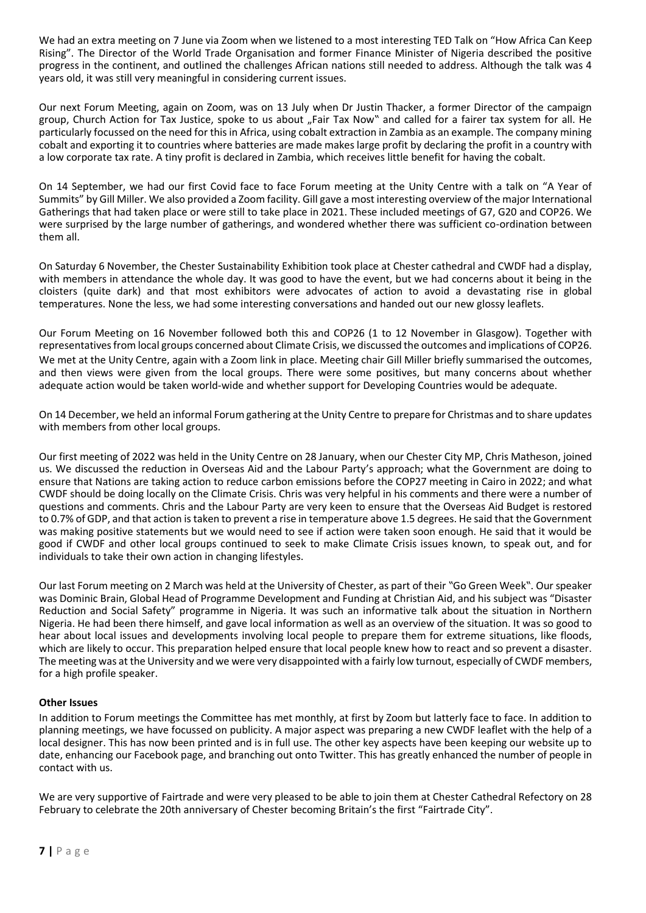We had an extra meeting on 7 June via Zoom when we listened to a most interesting TED Talk on "How Africa Can Keep Rising". The Director of the World Trade Organisation and former Finance Minister of Nigeria described the positive progress in the continent, and outlined the challenges African nations still needed to address. Although the talk was 4 years old, it was still very meaningful in considering current issues.

Our next Forum Meeting, again on Zoom, was on 13 July when Dr Justin Thacker, a former Director of the campaign group, Church Action for Tax Justice, spoke to us about „Fair Tax Now" and called for a fairer tax system for all. He particularly focussed on the need for this in Africa, using cobalt extraction in Zambia as an example. The company mining cobalt and exporting it to countries where batteries are made makes large profit by declaring the profit in a country with a low corporate tax rate. A tiny profit is declared in Zambia, which receives little benefit for having the cobalt.

On 14 September, we had our first Covid face to face Forum meeting at the Unity Centre with a talk on "A Year of Summits" by Gill Miller. We also provided a Zoom facility. Gill gave a most interesting overview of the major International Gatherings that had taken place or were still to take place in 2021. These included meetings of G7, G20 and COP26. We were surprised by the large number of gatherings, and wondered whether there was sufficient co-ordination between them all.

On Saturday 6 November, the Chester Sustainability Exhibition took place at Chester cathedral and CWDF had a display, with members in attendance the whole day. It was good to have the event, but we had concerns about it being in the cloisters (quite dark) and that most exhibitors were advocates of action to avoid a devastating rise in global temperatures. None the less, we had some interesting conversations and handed out our new glossy leaflets.

Our Forum Meeting on 16 November followed both this and COP26 (1 to 12 November in Glasgow). Together with representatives from local groups concerned about Climate Crisis, we discussed the outcomes and implications of COP26. We met at the Unity Centre, again with a Zoom link in place. Meeting chair Gill Miller briefly summarised the outcomes, and then views were given from the local groups. There were some positives, but many concerns about whether adequate action would be taken world-wide and whether support for Developing Countries would be adequate.

On 14 December, we held an informal Forum gathering at the Unity Centre to prepare for Christmas and to share updates with members from other local groups.

Our first meeting of 2022 was held in the Unity Centre on 28 January, when our Chester City MP, Chris Matheson, joined us. We discussed the reduction in Overseas Aid and the Labour Party's approach; what the Government are doing to ensure that Nations are taking action to reduce carbon emissions before the COP27 meeting in Cairo in 2022; and what CWDF should be doing locally on the Climate Crisis. Chris was very helpful in his comments and there were a number of questions and comments. Chris and the Labour Party are very keen to ensure that the Overseas Aid Budget is restored to 0.7% of GDP, and that action is taken to prevent a rise in temperature above 1.5 degrees. He said that the Government was making positive statements but we would need to see if action were taken soon enough. He said that it would be good if CWDF and other local groups continued to seek to make Climate Crisis issues known, to speak out, and for individuals to take their own action in changing lifestyles.

Our last Forum meeting on 2 March was held at the University of Chester, as part of their "Go Green Week". Our speaker was Dominic Brain, Global Head of Programme Development and Funding at Christian Aid, and his subject was "Disaster Reduction and Social Safety" programme in Nigeria. It was such an informative talk about the situation in Northern Nigeria. He had been there himself, and gave local information as well as an overview of the situation. It was so good to hear about local issues and developments involving local people to prepare them for extreme situations, like floods, which are likely to occur. This preparation helped ensure that local people knew how to react and so prevent a disaster. The meeting was at the University and we were very disappointed with a fairly low turnout, especially of CWDF members, for a high profile speaker.

**Other Issues**

In addition to Forum meetings the Committee has met monthly, at first by Zoom but latterly face to face. In addition to planning meetings, we have focussed on publicity. A major aspect was preparing a new CWDF leaflet with the help of a local designer. This has now been printed and is in full use. The other key aspects have been keeping our website up to date, enhancing our Facebook page, and branching out onto Twitter. This has greatly enhanced the number of people in contact with us.

We are very supportive of Fairtrade and were very pleased to be able to join them at Chester Cathedral Refectory on 28 February to celebrate the 20th anniversary of Chester becoming Britain's the first "Fairtrade City".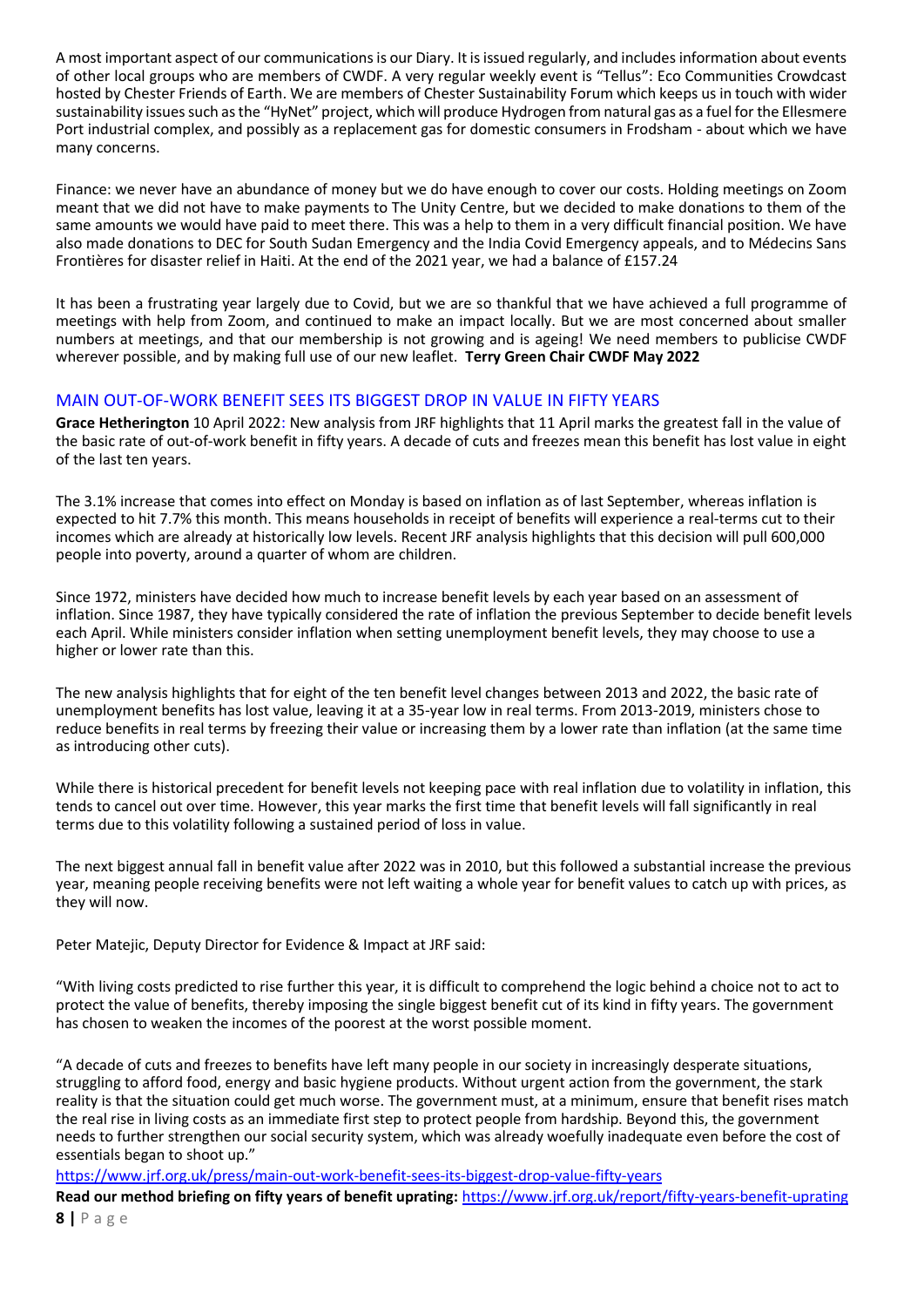A most important aspect of our communications is our Diary. It is issued regularly, and includes information about events of other local groups who are members of CWDF. A very regular weekly event is "Tellus": Eco Communities Crowdcast hosted by Chester Friends of Earth. We are members of Chester Sustainability Forum which keeps us in touch with wider sustainability issues such as the "HyNet" project, which will produce Hydrogen from natural gas as a fuel for the Ellesmere Port industrial complex, and possibly as a replacement gas for domestic consumers in Frodsham - about which we have many concerns.

Finance: we never have an abundance of money but we do have enough to cover our costs. Holding meetings on Zoom meant that we did not have to make payments to The Unity Centre, but we decided to make donations to them of the same amounts we would have paid to meet there. This was a help to them in a very difficult financial position. We have also made donations to DEC for South Sudan Emergency and the India Covid Emergency appeals, and to Médecins Sans Frontières for disaster relief in Haiti. At the end of the 2021 year, we had a balance of £157.24

It has been a frustrating year largely due to Covid, but we are so thankful that we have achieved a full programme of meetings with help from Zoom, and continued to make an impact locally. But we are most concerned about smaller numbers at meetings, and that our membership is not growing and is ageing! We need members to publicise CWDF wherever possible, and by making full use of our new leaflet. **Terry Green Chair CWDF May 2022**

## MAIN OUT-OF-WORK BENEFIT SEES ITS BIGGEST DROP IN VALUE IN FIFTY YEARS

**Grace Hetherington** 10 April 2022: New analysis from JRF highlights that 11 April marks the greatest fall in the value of the basic rate of out-of-work benefit in fifty years. A decade of cuts and freezes mean this benefit has lost value in eight of the last ten years.

The 3.1% increase that comes into effect on Monday is based on inflation as of last September, whereas inflation is expected to hit 7.7% this month. This means households in receipt of benefits will experience a real-terms cut to their incomes which are already at historically low levels. Recent JRF analysis highlights that this decision will pull 600,000 people into poverty, around a quarter of whom are children.

Since 1972, ministers have decided how much to increase benefit levels by each year based on an assessment of inflation. Since 1987, they have typically considered the rate of inflation the previous September to decide benefit levels each April. While ministers consider inflation when setting unemployment benefit levels, they may choose to use a higher or lower rate than this.

The new analysis highlights that for eight of the ten benefit level changes between 2013 and 2022, the basic rate of unemployment benefits has lost value, leaving it at a 35-year low in real terms. From 2013-2019, ministers chose to reduce benefits in real terms by freezing their value or increasing them by a lower rate than inflation (at the same time as introducing other cuts).

While there is historical precedent for benefit levels not keeping pace with real inflation due to volatility in inflation, this tends to cancel out over time. However, this year marks the first time that benefit levels will fall significantly in real terms due to this volatility following a sustained period of loss in value.

The next biggest annual fall in benefit value after 2022 was in 2010, but this followed a substantial increase the previous year, meaning people receiving benefits were not left waiting a whole year for benefit values to catch up with prices, as they will now.

Peter Matejic, Deputy Director for Evidence & Impact at JRF said:

"With living costs predicted to rise further this year, it is difficult to comprehend the logic behind a choice not to act to protect the value of benefits, thereby imposing the single biggest benefit cut of its kind in fifty years. The government has chosen to weaken the incomes of the poorest at the worst possible moment.

"A decade of cuts and freezes to benefits have left many people in our society in increasingly desperate situations, struggling to afford food, energy and basic hygiene products. Without urgent action from the government, the stark reality is that the situation could get much worse. The government must, at a minimum, ensure that benefit rises match the real rise in living costs as an immediate first step to protect people from hardship. Beyond this, the government needs to further strengthen our social security system, which was already woefully inadequate even before the cost of essentials began to shoot up."

https://www.jrf.org.uk/press/main-out-work-benefit-sees-its-biggest-drop-value-fifty-years

**Read our method briefing on fifty years of benefit uprating:** https://www.jrf.org.uk/report/fifty-years-benefit-uprating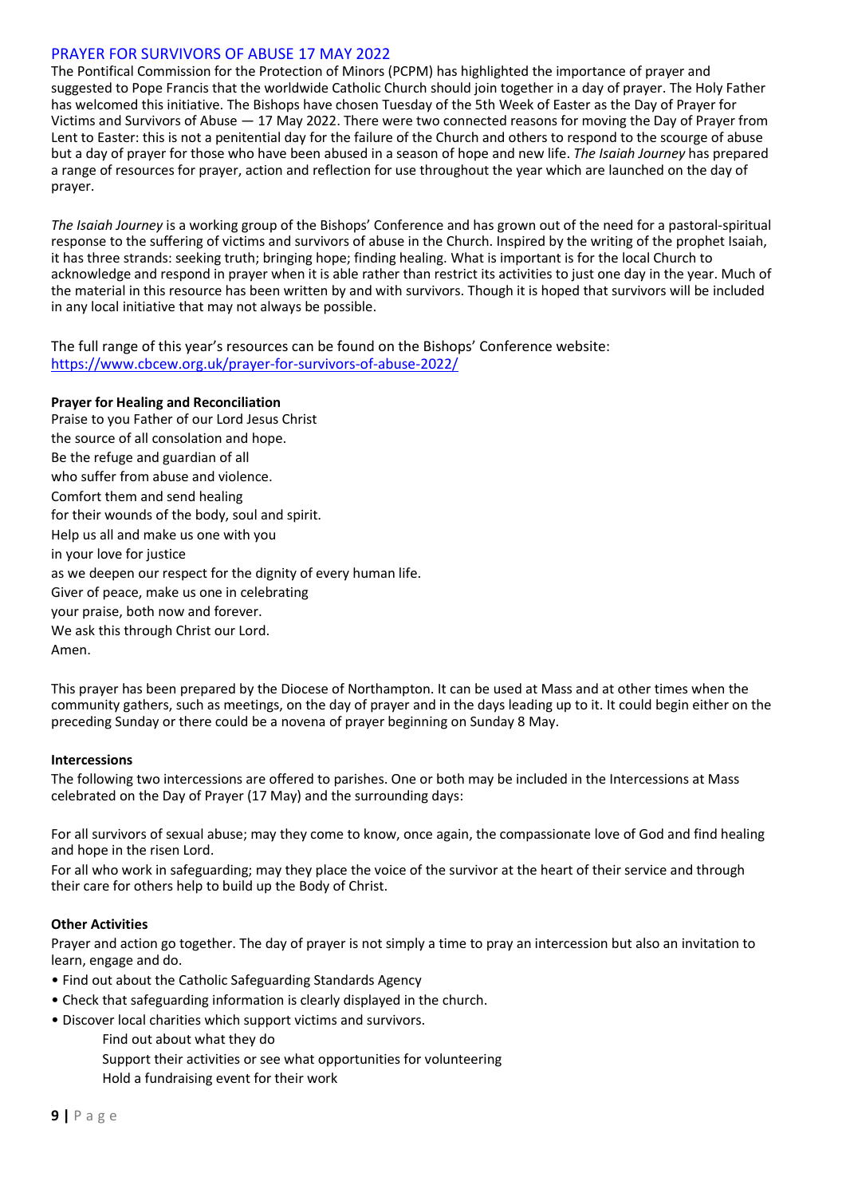## PRAYER FOR SURVIVORS OF ABUSE 17 MAY 2022

The Pontifical Commission for the Protection of Minors (PCPM) has highlighted the importance of prayer and suggested to Pope Francis that the worldwide Catholic Church should join together in a day of prayer. The Holy Father has welcomed this initiative. The Bishops have chosen Tuesday of the 5th Week of Easter as the Day of Prayer for Victims and Survivors of Abuse — 17 May 2022. There were two connected reasons for moving the Day of Prayer from Lent to Easter: this is not a penitential day for the failure of the Church and others to respond to the scourge of abuse but a day of prayer for those who have been abused in a season of hope and new life. *The Isaiah Journey* has prepared a range of resources for prayer, action and reflection for use throughout the year which are launched on the day of prayer.

*The Isaiah Journey* is a working group of the Bishops' Conference and has grown out of the need for a pastoral-spiritual response to the suffering of victims and survivors of abuse in the Church. Inspired by the writing of the prophet Isaiah, it has three strands: seeking truth; bringing hope; finding healing. What is important is for the local Church to acknowledge and respond in prayer when it is able rather than restrict its activities to just one day in the year. Much of the material in this resource has been written by and with survivors. Though it is hoped that survivors will be included in any local initiative that may not always be possible.

The full range of this year's resources can be found on the Bishops' Conference website:
https://www.cbcew.org.uk/prayer-for-survivors-of-abuse-2022/

**Prayer for Healing and Reconciliation**

Praise to you Father of our Lord Jesus Christ
the source of all consolation and hope.
Be the refuge and guardian of all
who suffer from abuse and violence.
Comfort them and send healing
for their wounds of the body, soul and spirit.
Help us all and make us one with you
in your love for justice
as we deepen our respect for the dignity of every human life.
Giver of peace, make us one in celebrating
your praise, both now and forever.
We ask this through Christ our Lord.
Amen.

This prayer has been prepared by the Diocese of Northampton. It can be used at Mass and at other times when the community gathers, such as meetings, on the day of prayer and in the days leading up to it. It could begin either on the preceding Sunday or there could be a novena of prayer beginning on Sunday 8 May.

**Intercessions**

The following two intercessions are offered to parishes. One or both may be included in the Intercessions at Mass celebrated on the Day of Prayer (17 May) and the surrounding days:

For all survivors of sexual abuse; may they come to know, once again, the compassionate love of God and find healing and hope in the risen Lord.

For all who work in safeguarding; may they place the voice of the survivor at the heart of their service and through their care for others help to build up the Body of Christ.

**Other Activities**

Prayer and action go together. The day of prayer is not simply a time to pray an intercession but also an invitation to learn, engage and do.

- Find out about the Catholic Safeguarding Standards Agency
- Check that safeguarding information is clearly displayed in the church.
- Discover local charities which support victims and survivors.
  - Find out about what they do
  - Support their activities or see what opportunities for volunteering
  - Hold a fundraising event for their work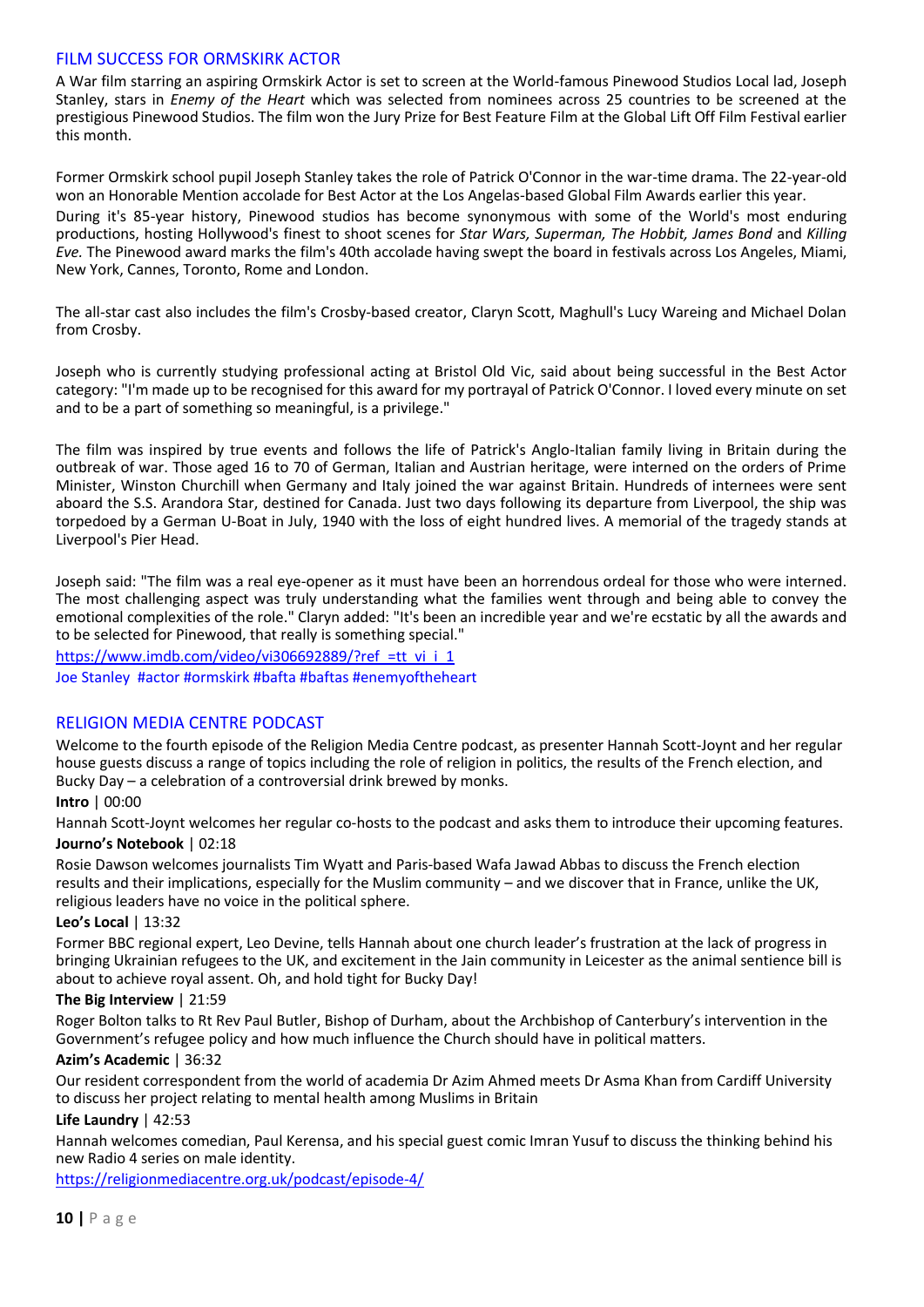## FILM SUCCESS FOR ORMSKIRK ACTOR

A War film starring an aspiring Ormskirk Actor is set to screen at the World-famous Pinewood Studios Local lad, Joseph Stanley, stars in *Enemy of the Heart* which was selected from nominees across 25 countries to be screened at the prestigious Pinewood Studios. The film won the Jury Prize for Best Feature Film at the Global Lift Off Film Festival earlier this month.

Former Ormskirk school pupil Joseph Stanley takes the role of Patrick O'Connor in the war-time drama. The 22-year-old won an Honorable Mention accolade for Best Actor at the Los Angelas-based Global Film Awards earlier this year. During it's 85-year history, Pinewood studios has become synonymous with some of the World's most enduring productions, hosting Hollywood's finest to shoot scenes for *Star Wars, Superman, The Hobbit, James Bond* and *Killing Eve.* The Pinewood award marks the film's 40th accolade having swept the board in festivals across Los Angeles, Miami, New York, Cannes, Toronto, Rome and London.

The all-star cast also includes the film's Crosby-based creator, Claryn Scott, Maghull's Lucy Wareing and Michael Dolan from Crosby.

Joseph who is currently studying professional acting at Bristol Old Vic, said about being successful in the Best Actor category: "I'm made up to be recognised for this award for my portrayal of Patrick O'Connor. I loved every minute on set and to be a part of something so meaningful, is a privilege."

The film was inspired by true events and follows the life of Patrick's Anglo-Italian family living in Britain during the outbreak of war. Those aged 16 to 70 of German, Italian and Austrian heritage, were interned on the orders of Prime Minister, Winston Churchill when Germany and Italy joined the war against Britain. Hundreds of internees were sent aboard the S.S. Arandora Star, destined for Canada. Just two days following its departure from Liverpool, the ship was torpedoed by a German U-Boat in July, 1940 with the loss of eight hundred lives. A memorial of the tragedy stands at Liverpool's Pier Head.

Joseph said: "The film was a real eye-opener as it must have been an horrendous ordeal for those who were interned. The most challenging aspect was truly understanding what the families went through and being able to convey the emotional complexities of the role." Claryn added: "It's been an incredible year and we're ecstatic by all the awards and to be selected for Pinewood, that really is something special."

https://www.imdb.com/video/vi306692889/?ref_=tt_vi_i_1

Joe Stanley #actor #ormskirk #bafta #baftas #enemyoftheheart

## RELIGION MEDIA CENTRE PODCAST

Welcome to the fourth episode of the Religion Media Centre podcast, as presenter Hannah Scott-Joynt and her regular house guests discuss a range of topics including the role of religion in politics, the results of the French election, and Bucky Day – a celebration of a controversial drink brewed by monks.

**Intro** | 00:00

Hannah Scott-Joynt welcomes her regular co-hosts to the podcast and asks them to introduce their upcoming features.

**Journo's Notebook** | 02:18

Rosie Dawson welcomes journalists Tim Wyatt and Paris-based Wafa Jawad Abbas to discuss the French election results and their implications, especially for the Muslim community – and we discover that in France, unlike the UK, religious leaders have no voice in the political sphere.

**Leo's Local** | 13:32

Former BBC regional expert, Leo Devine, tells Hannah about one church leader's frustration at the lack of progress in bringing Ukrainian refugees to the UK, and excitement in the Jain community in Leicester as the animal sentience bill is about to achieve royal assent. Oh, and hold tight for Bucky Day!

**The Big Interview** | 21:59

Roger Bolton talks to Rt Rev Paul Butler, Bishop of Durham, about the Archbishop of Canterbury's intervention in the Government's refugee policy and how much influence the Church should have in political matters.

**Azim's Academic** | 36:32

Our resident correspondent from the world of academia Dr Azim Ahmed meets Dr Asma Khan from Cardiff University to discuss her project relating to mental health among Muslims in Britain

**Life Laundry** | 42:53

Hannah welcomes comedian, Paul Kerensa, and his special guest comic Imran Yusuf to discuss the thinking behind his new Radio 4 series on male identity.

https://religionmediacentre.org.uk/podcast/episode-4/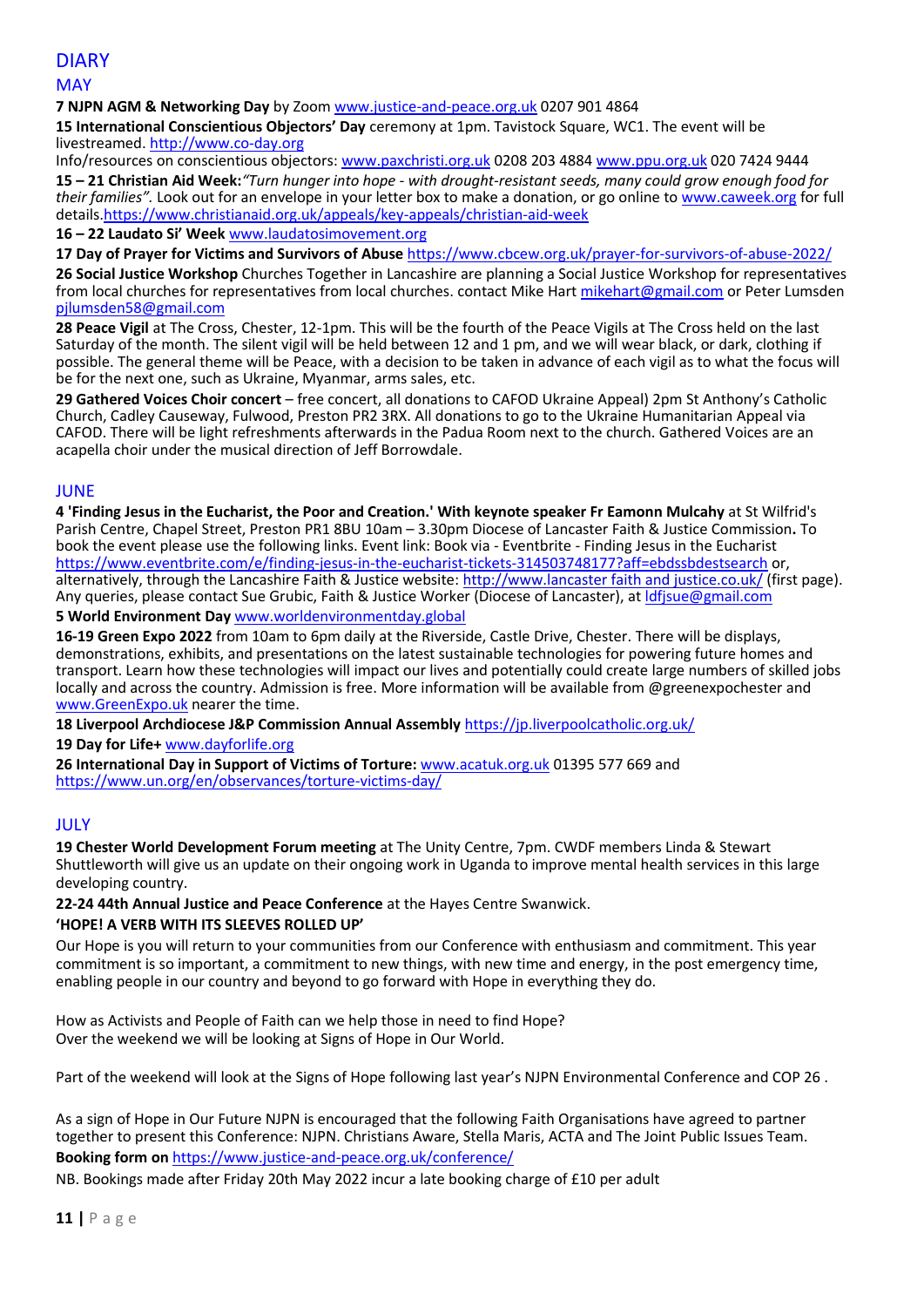# DIARY

## MAY

**7 NJPN AGM & Networking Day** by Zoom www.justice-and-peace.org.uk 0207 901 4864

**15 International Conscientious Objectors' Day** ceremony at 1pm. Tavistock Square, WC1. The event will be livestreamed. http://www.co-day.org

Info/resources on conscientious objectors: www.paxchristi.org.uk 0208 203 4884 www.ppu.org.uk 020 7424 9444

**15 – 21 Christian Aid Week:** *"Turn hunger into hope - with drought-resistant seeds, many could grow enough food for their families".* Look out for an envelope in your letter box to make a donation, or go online to www.caweek.org for full details.https://www.christianaid.org.uk/appeals/key-appeals/christian-aid-week

**16 – 22 Laudato Si' Week** www.laudatosimovement.org

**17 Day of Prayer for Victims and Survivors of Abuse** https://www.cbcew.org.uk/prayer-for-survivors-of-abuse-2022/

**26 Social Justice Workshop** Churches Together in Lancashire are planning a Social Justice Workshop for representatives from local churches for representatives from local churches. contact Mike Hart mikehart@gmail.com or Peter Lumsden pjlumsden58@gmail.com

**28 Peace Vigil** at The Cross, Chester, 12-1pm. This will be the fourth of the Peace Vigils at The Cross held on the last Saturday of the month. The silent vigil will be held between 12 and 1 pm, and we will wear black, or dark, clothing if possible. The general theme will be Peace, with a decision to be taken in advance of each vigil as to what the focus will be for the next one, such as Ukraine, Myanmar, arms sales, etc.

**29 Gathered Voices Choir concert** – free concert, all donations to CAFOD Ukraine Appeal) 2pm St Anthony's Catholic Church, Cadley Causeway, Fulwood, Preston PR2 3RX. All donations to go to the Ukraine Humanitarian Appeal via CAFOD. There will be light refreshments afterwards in the Padua Room next to the church. Gathered Voices are an acapella choir under the musical direction of Jeff Borrowdale.

## JUNE

**4 'Finding Jesus in the Eucharist, the Poor and Creation.' With keynote speaker Fr Eamonn Mulcahy** at St Wilfrid's Parish Centre, Chapel Street, Preston PR1 8BU 10am – 3.30pm Diocese of Lancaster Faith & Justice Commission**.** To book the event please use the following links. Event link: Book via - Eventbrite - Finding Jesus in the Eucharist https://www.eventbrite.com/e/finding-jesus-in-the-eucharist-tickets-314503748177?aff=ebdssbdestsearch or, alternatively, through the Lancashire Faith & Justice website: http://www.lancaster faith and justice.co.uk/ (first page). Any queries, please contact Sue Grubic, Faith & Justice Worker (Diocese of Lancaster), at ldfjsue@gmail.com

**5 World Environment Day** www.worldenvironmentday.global

**16-19 Green Expo 2022** from 10am to 6pm daily at the Riverside, Castle Drive, Chester. There will be displays, demonstrations, exhibits, and presentations on the latest sustainable technologies for powering future homes and transport. Learn how these technologies will impact our lives and potentially could create large numbers of skilled jobs locally and across the country. Admission is free. More information will be available from @greenexpochester and www.GreenExpo.uk nearer the time.

**18 Liverpool Archdiocese J&P Commission Annual Assembly** https://jp.liverpoolcatholic.org.uk/

**19 Day for Life+** www.dayforlife.org

**26 International Day in Support of Victims of Torture:** www.acatuk.org.uk 01395 577 669 and https://www.un.org/en/observances/torture-victims-day/

## JULY

**19 Chester World Development Forum meeting** at The Unity Centre, 7pm. CWDF members Linda & Stewart Shuttleworth will give us an update on their ongoing work in Uganda to improve mental health services in this large developing country.

**22-24 44th Annual Justice and Peace Conference** at the Hayes Centre Swanwick.

**'HOPE! A VERB WITH ITS SLEEVES ROLLED UP'**

Our Hope is you will return to your communities from our Conference with enthusiasm and commitment. This year commitment is so important, a commitment to new things, with new time and energy, in the post emergency time, enabling people in our country and beyond to go forward with Hope in everything they do.

How as Activists and People of Faith can we help those in need to find Hope?
Over the weekend we will be looking at Signs of Hope in Our World.

Part of the weekend will look at the Signs of Hope following last year's NJPN Environmental Conference and COP 26 .

As a sign of Hope in Our Future NJPN is encouraged that the following Faith Organisations have agreed to partner together to present this Conference: NJPN. Christians Aware, Stella Maris, ACTA and The Joint Public Issues Team.

**Booking form on** https://www.justice-and-peace.org.uk/conference/

NB. Bookings made after Friday 20th May 2022 incur a late booking charge of £10 per adult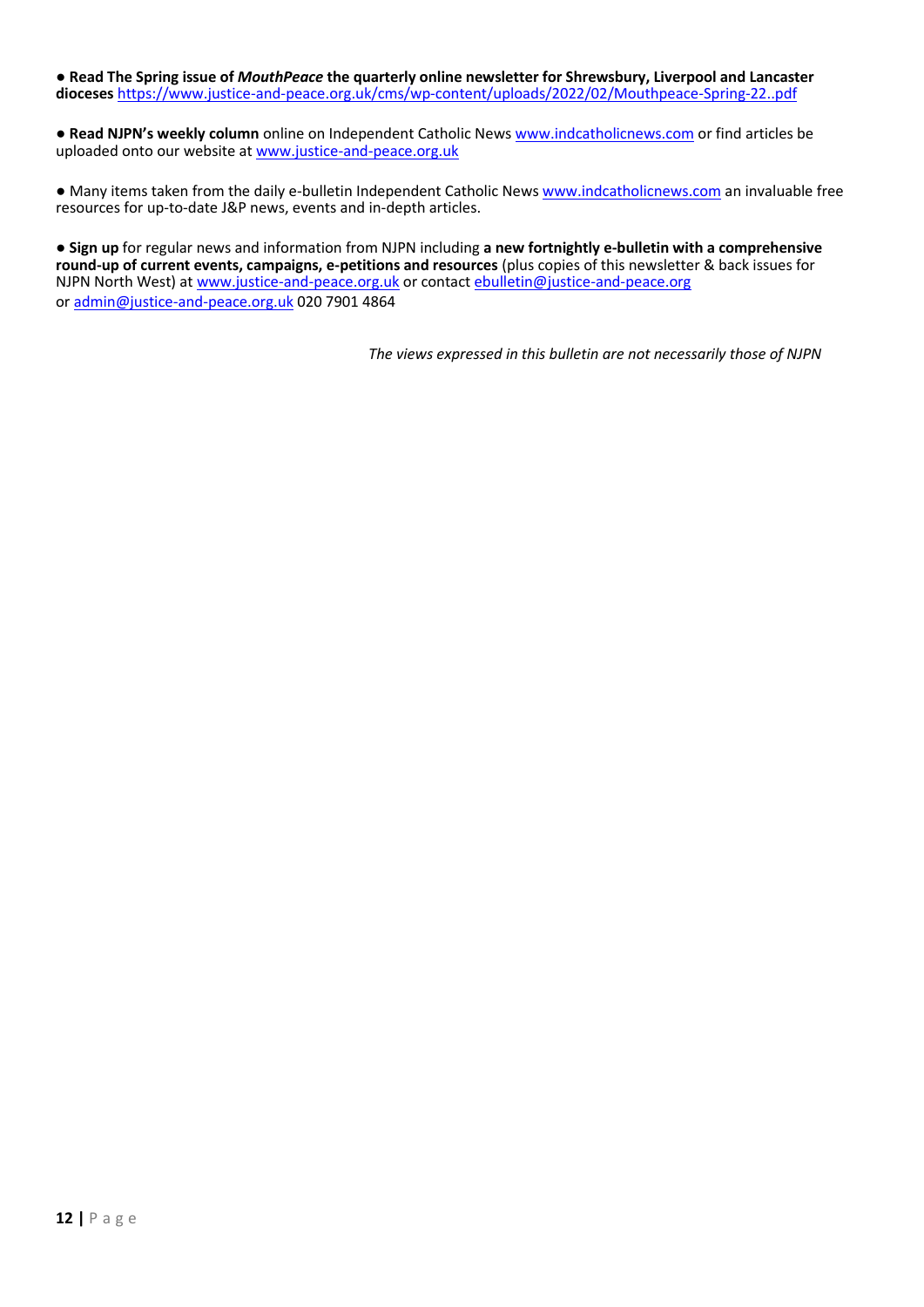● **Read The Spring issue of *MouthPeace* the quarterly online newsletter for Shrewsbury, Liverpool and Lancaster dioceses** https://www.justice-and-peace.org.uk/cms/wp-content/uploads/2022/02/Mouthpeace-Spring-22..pdf

● **Read NJPN's weekly column** online on Independent Catholic News www.indcatholicnews.com or find articles be uploaded onto our website at www.justice-and-peace.org.uk

● Many items taken from the daily e-bulletin Independent Catholic News www.indcatholicnews.com an invaluable free resources for up-to-date J&P news, events and in-depth articles.

● **Sign up** for regular news and information from NJPN including **a new fortnightly e-bulletin with a comprehensive round-up of current events, campaigns, e-petitions and resources** (plus copies of this newsletter & back issues for NJPN North West) at www.justice-and-peace.org.uk or contact ebulletin@justice-and-peace.org or admin@justice-and-peace.org.uk 020 7901 4864

*The views expressed in this bulletin are not necessarily those of NJPN*